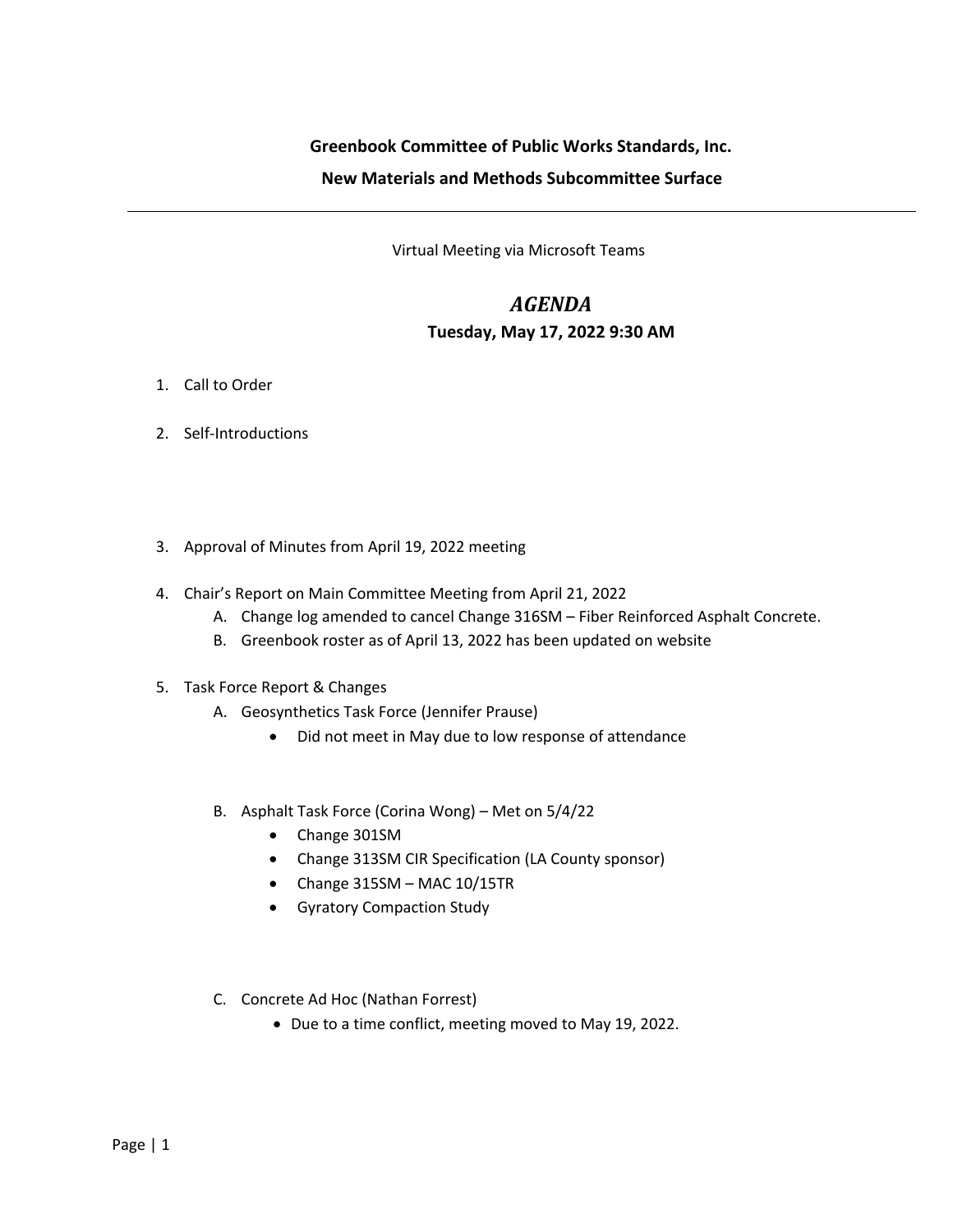**Greenbook Committee of Public Works Standards, Inc.**

**New Materials and Methods Subcommittee Surface**

---

Virtual Meeting via Microsoft Teams

# *AGENDA*

**Tuesday, May 17, 2022 9:30 AM**

1. Call to Order

2. Self-Introductions

3. Approval of Minutes from April 19, 2022 meeting

4. Chair's Report on Main Committee Meeting from April 21, 2022
   A. Change log amended to cancel Change 316SM – Fiber Reinforced Asphalt Concrete.
   B. Greenbook roster as of April 13, 2022 has been updated on website

5. Task Force Report & Changes
   A. Geosynthetics Task Force (Jennifer Prause)
      - Did not meet in May due to low response of attendance

   B. Asphalt Task Force (Corina Wong) – Met on 5/4/22
      - Change 301SM
      - Change 313SM CIR Specification (LA County sponsor)
      - Change 315SM – MAC 10/15TR
      - Gyratory Compaction Study

   C. Concrete Ad Hoc (Nathan Forrest)
      - Due to a time conflict, meeting moved to May 19, 2022.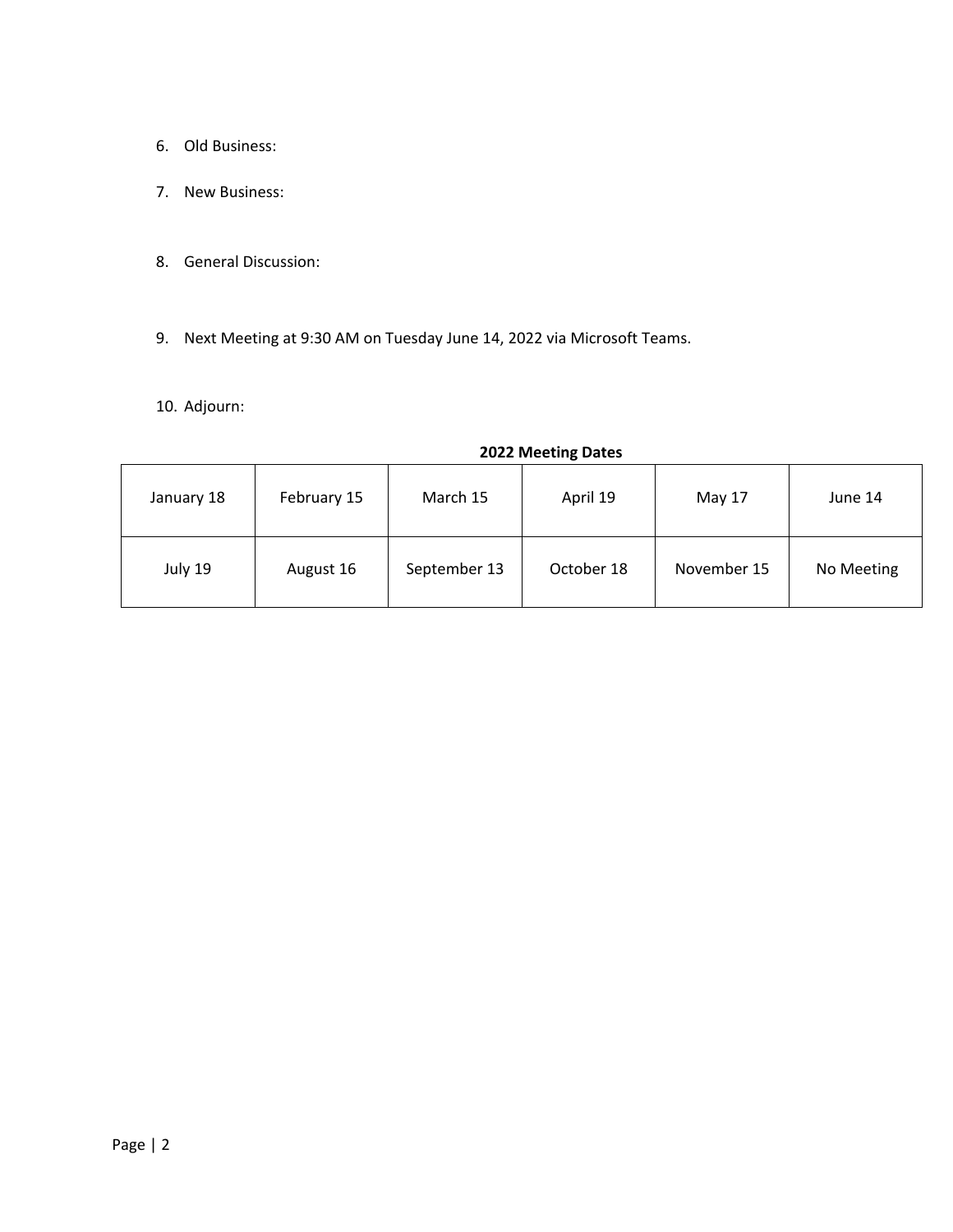6. Old Business:

7. New Business:

8. General Discussion:

9. Next Meeting at 9:30 AM on Tuesday June 14, 2022 via Microsoft Teams.

10. Adjourn:

**2022 Meeting Dates**

| | | | | | |
|---|---|---|---|---|---|
| January 18 | February 15 | March 15 | April 19 | May 17 | June 14 |
| July 19 | August 16 | September 13 | October 18 | November 15 | No Meeting |